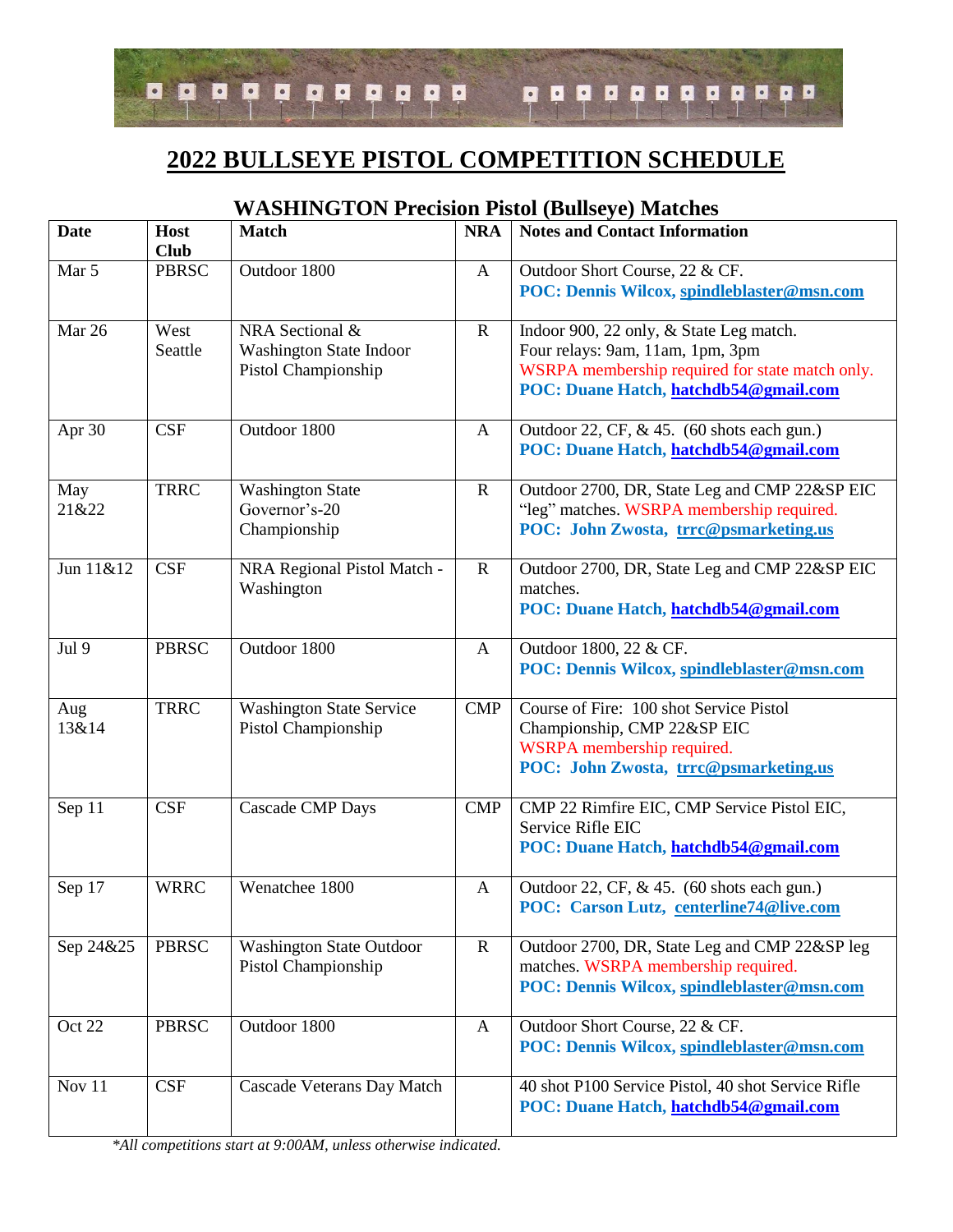# 2022 BULLSEYE PISTOL COMPETITION SCHEDULE

## WASHINGTON Precision Pistol (Bullseye) Matches

| Date | Host Club | Match | NRA | Notes and Contact Information |
|---|---|---|---|---|
| Mar 5 | PBRSC | Outdoor 1800 | A | Outdoor Short Course, 22 & CF.<br>**POC: Dennis Wilcox, spindleblaster@msn.com** |
| Mar 26 | West Seattle | NRA Sectional & Washington State Indoor Pistol Championship | R | Indoor 900, 22 only, & State Leg match.<br>Four relays: 9am, 11am, 1pm, 3pm<br>WSRPA membership required for state match only.<br>**POC: Duane Hatch, hatchdb54@gmail.com** |
| Apr 30 | CSF | Outdoor 1800 | A | Outdoor 22, CF, & 45. (60 shots each gun.)<br>**POC: Duane Hatch, hatchdb54@gmail.com** |
| May 21&22 | TRRC | Washington State Governor's-20 Championship | R | Outdoor 2700, DR, State Leg and CMP 22&SP EIC "leg" matches. WSRPA membership required.<br>**POC: John Zwosta, trrc@psmarketing.us** |
| Jun 11&12 | CSF | NRA Regional Pistol Match - Washington | R | Outdoor 2700, DR, State Leg and CMP 22&SP EIC matches.<br>**POC: Duane Hatch, hatchdb54@gmail.com** |
| Jul 9 | PBRSC | Outdoor 1800 | A | Outdoor 1800, 22 & CF.<br>**POC: Dennis Wilcox, spindleblaster@msn.com** |
| Aug 13&14 | TRRC | Washington State Service Pistol Championship | CMP | Course of Fire: 100 shot Service Pistol Championship, CMP 22&SP EIC<br>WSRPA membership required.<br>**POC: John Zwosta, trrc@psmarketing.us** |
| Sep 11 | CSF | Cascade CMP Days | CMP | CMP 22 Rimfire EIC, CMP Service Pistol EIC, Service Rifle EIC<br>**POC: Duane Hatch, hatchdb54@gmail.com** |
| Sep 17 | WRRC | Wenatchee 1800 | A | Outdoor 22, CF, & 45. (60 shots each gun.)<br>**POC: Carson Lutz, centerline74@live.com** |
| Sep 24&25 | PBRSC | Washington State Outdoor Pistol Championship | R | Outdoor 2700, DR, State Leg and CMP 22&SP leg matches. WSRPA membership required.<br>**POC: Dennis Wilcox, spindleblaster@msn.com** |
| Oct 22 | PBRSC | Outdoor 1800 | A | Outdoor Short Course, 22 & CF.<br>**POC: Dennis Wilcox, spindleblaster@msn.com** |
| Nov 11 | CSF | Cascade Veterans Day Match | | 40 shot P100 Service Pistol, 40 shot Service Rifle<br>**POC: Duane Hatch, hatchdb54@gmail.com** |

*\*All competitions start at 9:00AM, unless otherwise indicated.*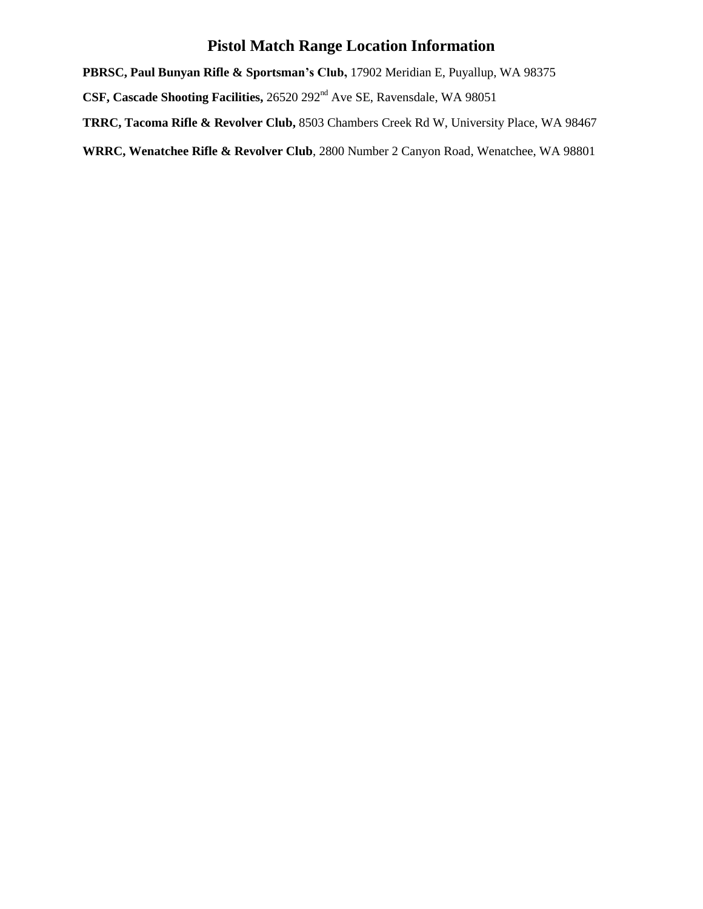# Pistol Match Range Location Information

**PBRSC, Paul Bunyan Rifle & Sportsman's Club,** 17902 Meridian E, Puyallup, WA 98375

**CSF, Cascade Shooting Facilities,** 26520 292nd Ave SE, Ravensdale, WA 98051

**TRRC, Tacoma Rifle & Revolver Club,** 8503 Chambers Creek Rd W, University Place, WA 98467

**WRRC, Wenatchee Rifle & Revolver Club**, 2800 Number 2 Canyon Road, Wenatchee, WA 98801